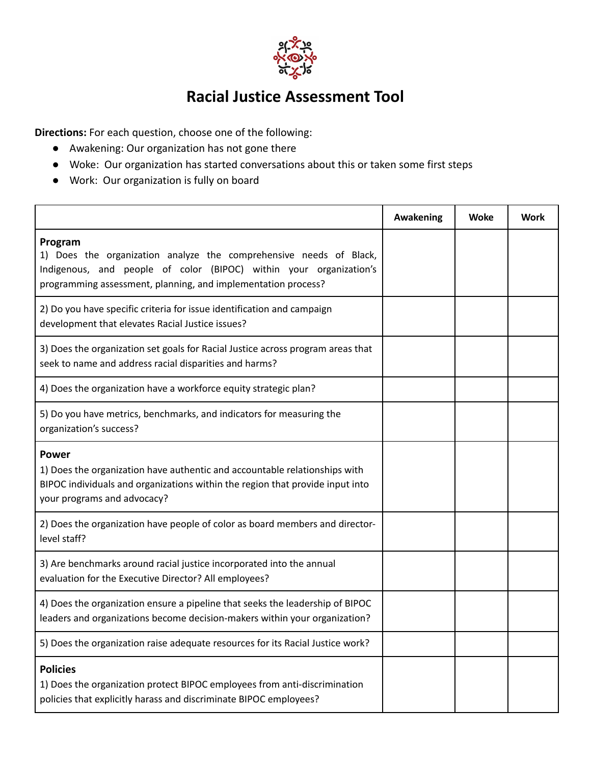# Racial Justice Assessment Tool

**Directions:** For each question, choose one of the following:

- Awakening: Our organization has not gone there
- Woke: Our organization has started conversations about this or taken some first steps
- Work: Our organization is fully on board

| | Awakening | Woke | Work |
|---|---|---|---|
| **Program**<br>1) Does the organization analyze the comprehensive needs of Black, Indigenous, and people of color (BIPOC) within your organization's programming assessment, planning, and implementation process? | | | |
| 2) Do you have specific criteria for issue identification and campaign development that elevates Racial Justice issues? | | | |
| 3) Does the organization set goals for Racial Justice across program areas that seek to name and address racial disparities and harms? | | | |
| 4) Does the organization have a workforce equity strategic plan? | | | |
| 5) Do you have metrics, benchmarks, and indicators for measuring the organization's success? | | | |
| **Power**<br>1) Does the organization have authentic and accountable relationships with BIPOC individuals and organizations within the region that provide input into your programs and advocacy? | | | |
| 2) Does the organization have people of color as board members and director-level staff? | | | |
| 3) Are benchmarks around racial justice incorporated into the annual evaluation for the Executive Director? All employees? | | | |
| 4) Does the organization ensure a pipeline that seeks the leadership of BIPOC leaders and organizations become decision-makers within your organization? | | | |
| 5) Does the organization raise adequate resources for its Racial Justice work? | | | |
| **Policies**<br>1) Does the organization protect BIPOC employees from anti-discrimination policies that explicitly harass and discriminate BIPOC employees? | | | |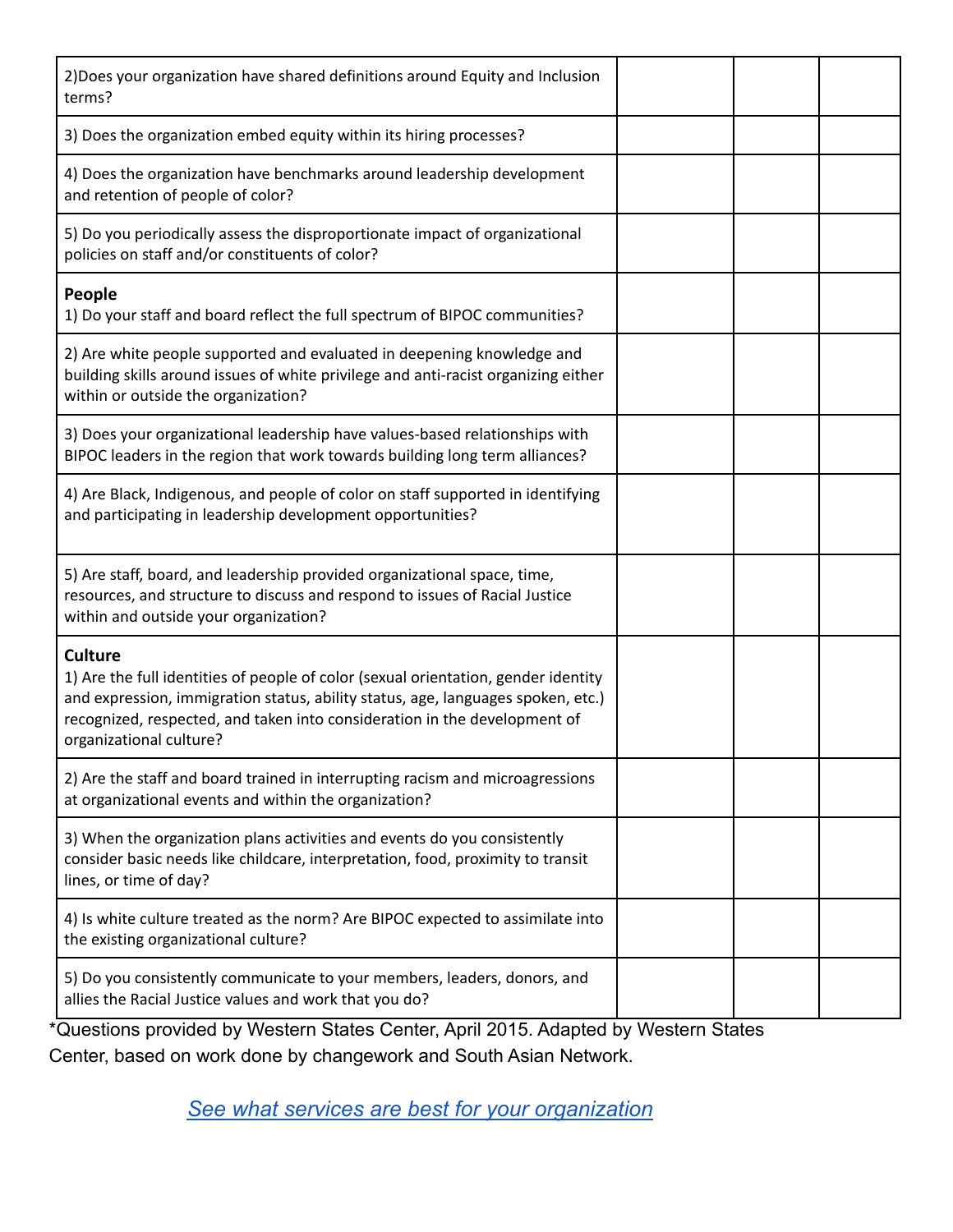| | | | |
|---|---|---|---|
| 2)Does your organization have shared definitions around Equity and Inclusion terms? | | | |
| 3) Does the organization embed equity within its hiring processes? | | | |
| 4) Does the organization have benchmarks around leadership development and retention of people of color? | | | |
| 5) Do you periodically assess the disproportionate impact of organizational policies on staff and/or constituents of color? | | | |
| **People**<br>1) Do your staff and board reflect the full spectrum of BIPOC communities? | | | |
| 2) Are white people supported and evaluated in deepening knowledge and building skills around issues of white privilege and anti-racist organizing either within or outside the organization? | | | |
| 3) Does your organizational leadership have values-based relationships with BIPOC leaders in the region that work towards building long term alliances? | | | |
| 4) Are Black, Indigenous, and people of color on staff supported in identifying and participating in leadership development opportunities? | | | |
| 5) Are staff, board, and leadership provided organizational space, time, resources, and structure to discuss and respond to issues of Racial Justice within and outside your organization? | | | |
| **Culture**<br>1) Are the full identities of people of color (sexual orientation, gender identity and expression, immigration status, ability status, age, languages spoken, etc.) recognized, respected, and taken into consideration in the development of organizational culture? | | | |
| 2) Are the staff and board trained in interrupting racism and microagressions at organizational events and within the organization? | | | |
| 3) When the organization plans activities and events do you consistently consider basic needs like childcare, interpretation, food, proximity to transit lines, or time of day? | | | |
| 4) Is white culture treated as the norm? Are BIPOC expected to assimilate into the existing organizational culture? | | | |
| 5) Do you consistently communicate to your members, leaders, donors, and allies the Racial Justice values and work that you do? | | | |

*Questions provided by Western States Center, April 2015. Adapted by Western States Center, based on work done by changework and South Asian Network.

*See what services are best for your organization*